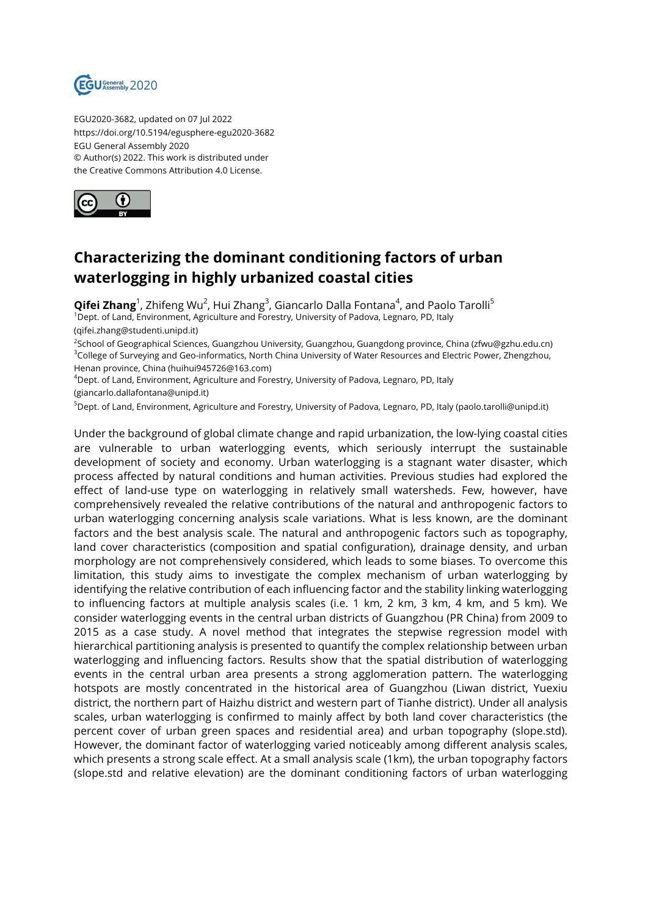EGU2020-3682, updated on 07 Jul 2022
https://doi.org/10.5194/egusphere-egu2020-3682
EGU General Assembly 2020
© Author(s) 2022. This work is distributed under
the Creative Commons Attribution 4.0 License.

# Characterizing the dominant conditioning factors of urban waterlogging in highly urbanized coastal cities

**Qifei Zhang**[1], Zhifeng Wu[2], Hui Zhang[3], Giancarlo Dalla Fontana[4], and Paolo Tarolli[5]

[1]Dept. of Land, Environment, Agriculture and Forestry, University of Padova, Legnaro, PD, Italy (qifei.zhang@studenti.unipd.it)

[2]School of Geographical Sciences, Guangzhou University, Guangzhou, Guangdong province, China (zfwu@gzhu.edu.cn)

[3]College of Surveying and Geo-informatics, North China University of Water Resources and Electric Power, Zhengzhou, Henan province, China (huihui945726@163.com)

[4]Dept. of Land, Environment, Agriculture and Forestry, University of Padova, Legnaro, PD, Italy (giancarlo.dallafontana@unipd.it)

[5]Dept. of Land, Environment, Agriculture and Forestry, University of Padova, Legnaro, PD, Italy (paolo.tarolli@unipd.it)

Under the background of global climate change and rapid urbanization, the low-lying coastal cities are vulnerable to urban waterlogging events, which seriously interrupt the sustainable development of society and economy. Urban waterlogging is a stagnant water disaster, which process affected by natural conditions and human activities. Previous studies had explored the effect of land-use type on waterlogging in relatively small watersheds. Few, however, have comprehensively revealed the relative contributions of the natural and anthropogenic factors to urban waterlogging concerning analysis scale variations. What is less known, are the dominant factors and the best analysis scale. The natural and anthropogenic factors such as topography, land cover characteristics (composition and spatial configuration), drainage density, and urban morphology are not comprehensively considered, which leads to some biases. To overcome this limitation, this study aims to investigate the complex mechanism of urban waterlogging by identifying the relative contribution of each influencing factor and the stability linking waterlogging to influencing factors at multiple analysis scales (i.e. 1 km, 2 km, 3 km, 4 km, and 5 km). We consider waterlogging events in the central urban districts of Guangzhou (PR China) from 2009 to 2015 as a case study. A novel method that integrates the stepwise regression model with hierarchical partitioning analysis is presented to quantify the complex relationship between urban waterlogging and influencing factors. Results show that the spatial distribution of waterlogging events in the central urban area presents a strong agglomeration pattern. The waterlogging hotspots are mostly concentrated in the historical area of Guangzhou (Liwan district, Yuexiu district, the northern part of Haizhu district and western part of Tianhe district). Under all analysis scales, urban waterlogging is confirmed to mainly affect by both land cover characteristics (the percent cover of urban green spaces and residential area) and urban topography (slope.std). However, the dominant factor of waterlogging varied noticeably among different analysis scales, which presents a strong scale effect. At a small analysis scale (1km), the urban topography factors (slope.std and relative elevation) are the dominant conditioning factors of urban waterlogging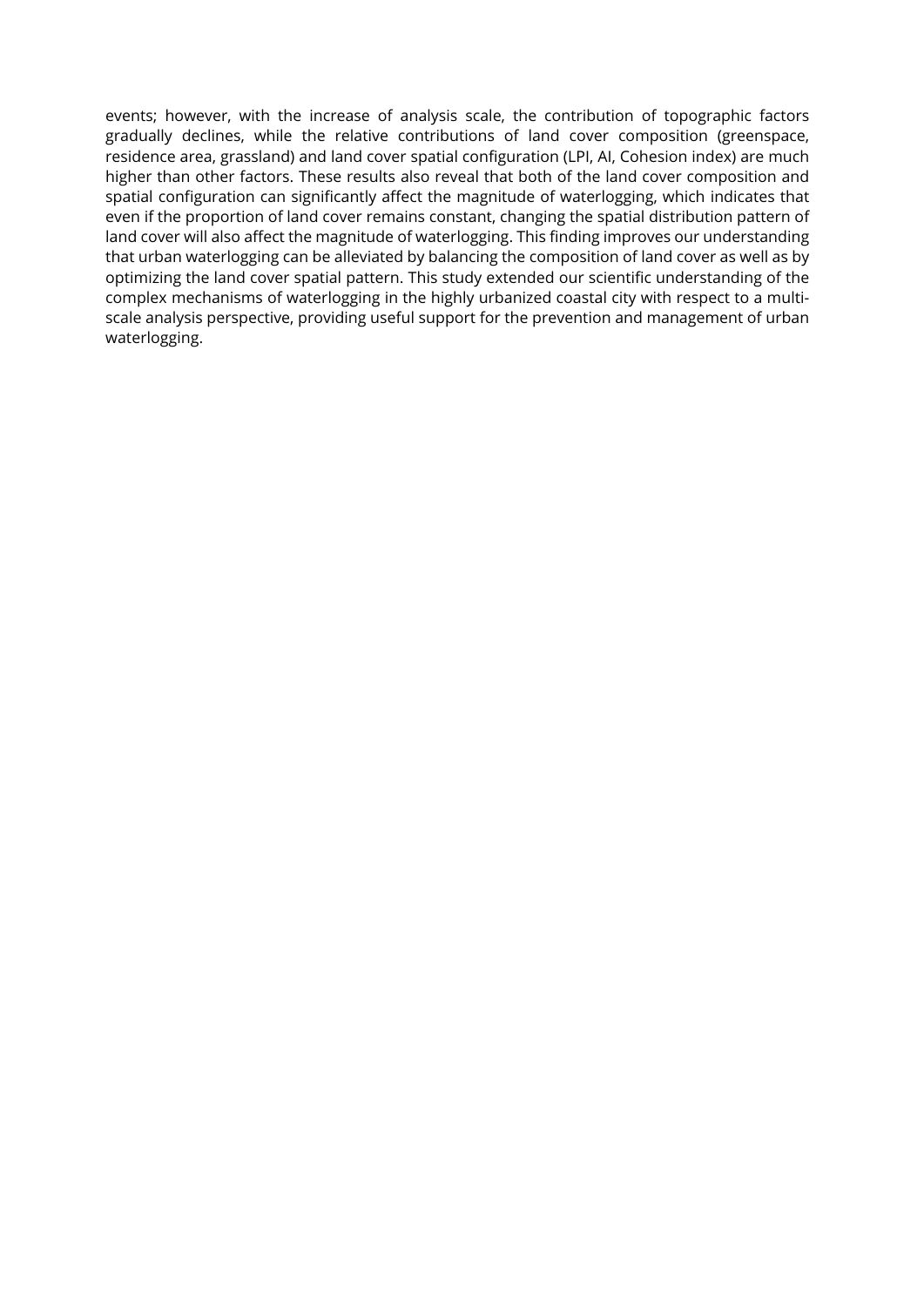events; however, with the increase of analysis scale, the contribution of topographic factors gradually declines, while the relative contributions of land cover composition (greenspace, residence area, grassland) and land cover spatial configuration (LPI, AI, Cohesion index) are much higher than other factors. These results also reveal that both of the land cover composition and spatial configuration can significantly affect the magnitude of waterlogging, which indicates that even if the proportion of land cover remains constant, changing the spatial distribution pattern of land cover will also affect the magnitude of waterlogging. This finding improves our understanding that urban waterlogging can be alleviated by balancing the composition of land cover as well as by optimizing the land cover spatial pattern. This study extended our scientific understanding of the complex mechanisms of waterlogging in the highly urbanized coastal city with respect to a multi-scale analysis perspective, providing useful support for the prevention and management of urban waterlogging.